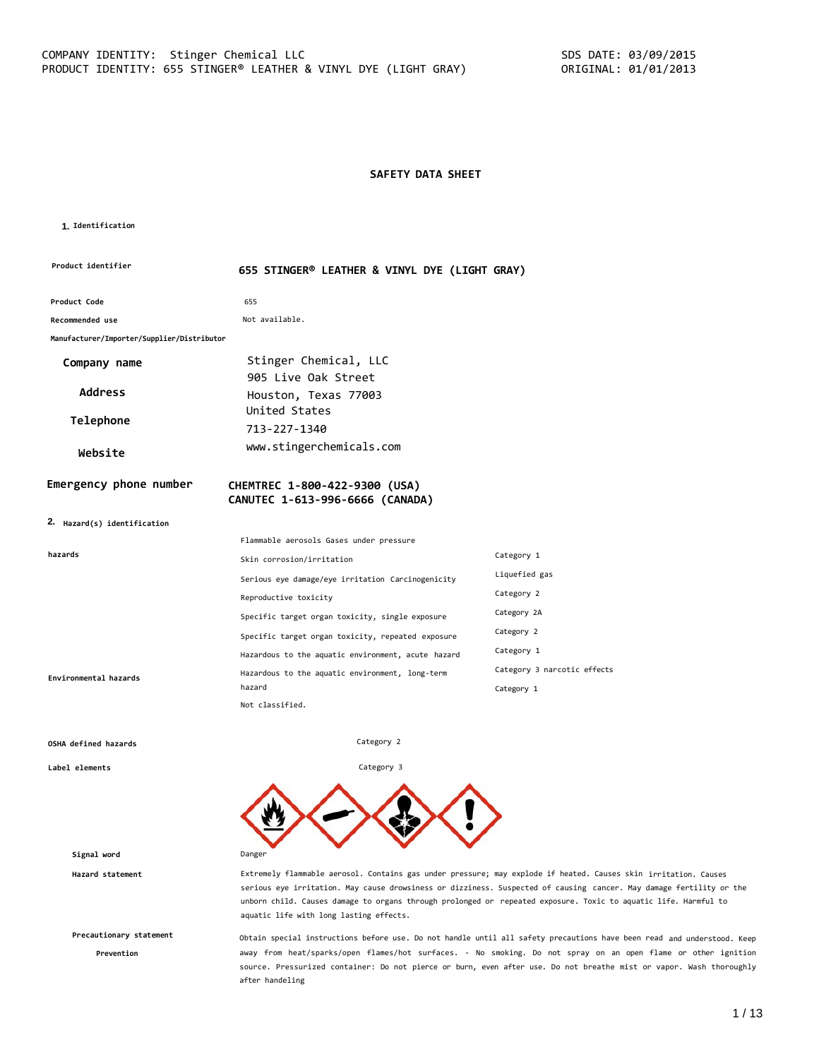COMPANY IDENTITY: Stinger Chemical LLC
PRODUCT IDENTITY: 655 STINGER® LEATHER & VINYL DYE (LIGHT GRAY)

SDS DATE: 03/09/2015
ORIGINAL: 01/01/2013

# SAFETY DATA SHEET

## 1. Identification

| | |
|---|---|
| **Product identifier** | **655 STINGER® LEATHER & VINYL DYE (LIGHT GRAY)** |
| **Product Code** | 655 |
| **Recommended use** | Not available. |
| **Manufacturer/Importer/Supplier/Distributor** | |
| **Company name** | Stinger Chemical, LLC |
| **Address** | 905 Live Oak Street<br>Houston, Texas 77003<br>United States |
| **Telephone** | 713-227-1340 |
| **Website** | www.stingerchemicals.com |
| **Emergency phone number** | **CHEMTREC 1-800-422-9300 (USA)**<br>**CANUTEC 1-613-996-6666 (CANADA)** |

## 2. Hazard(s) identification

**hazards**

| | |
|---|---|
| Flammable aerosols Gases under pressure | Category 1 |
| Skin corrosion/irritation | Liquefied gas |
| Serious eye damage/eye irritation Carcinogenicity | Category 2 |
| Reproductive toxicity | Category 2A |
| Specific target organ toxicity, single exposure | Category 2 |
| Specific target organ toxicity, repeated exposure | Category 1 |
| Hazardous to the aquatic environment, acute hazard | Category 3 narcotic effects |
| Hazardous to the aquatic environment, long-term hazard | Category 1 |

**Environmental hazards** Not classified.

**OSHA defined hazards** Category 2

**Label elements** Category 3

**Signal word** Danger

**Hazard statement** Extremely flammable aerosol. Contains gas under pressure; may explode if heated. Causes skin irritation. Causes serious eye irritation. May cause drowsiness or dizziness. Suspected of causing cancer. May damage fertility or the unborn child. Causes damage to organs through prolonged or repeated exposure. Toxic to aquatic life. Harmful to aquatic life with long lasting effects.

**Precautionary statement**

**Prevention** Obtain special instructions before use. Do not handle until all safety precautions have been read and understood. Keep away from heat/sparks/open flames/hot surfaces. - No smoking. Do not spray on an open flame or other ignition source. Pressurized container: Do not pierce or burn, even after use. Do not breathe mist or vapor. Wash thoroughly after handeling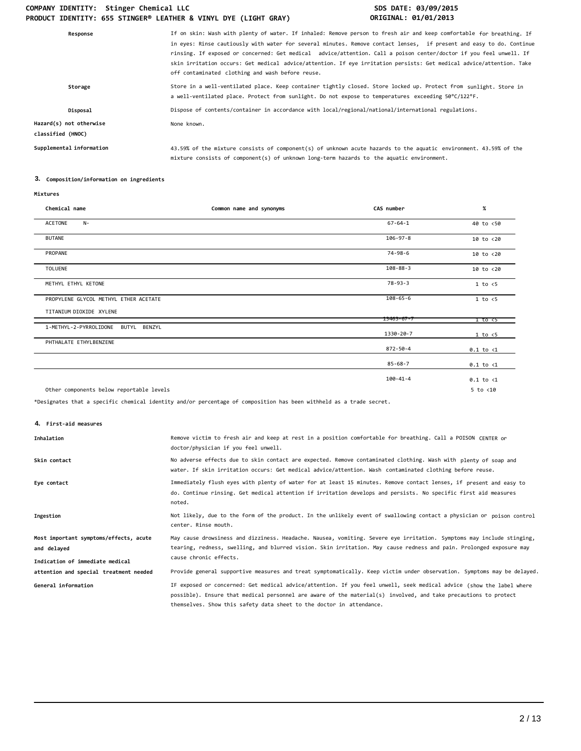| | |
|---|---|
| **Response** | If on skin: Wash with plenty of water. If inhaled: Remove person to fresh air and keep comfortable for breathing. If in eyes: Rinse cautiously with water for several minutes. Remove contact lenses, if present and easy to do. Continue rinsing. If exposed or concerned: Get medical advice/attention. Call a poison center/doctor if you feel unwell. If skin irritation occurs: Get medical advice/attention. If eye irritation persists: Get medical advice/attention. Take off contaminated clothing and wash before reuse. |
| **Storage** | Store in a well-ventilated place. Keep container tightly closed. Store locked up. Protect from sunlight. Store in a well-ventilated place. Protect from sunlight. Do not expose to temperatures exceeding 50°C/122°F. |
| **Disposal** | Dispose of contents/container in accordance with local/regional/national/international regulations. |
| **Hazard(s) not otherwise classified (HNOC)** | None known. |
| **Supplemental information** | 43.59% of the mixture consists of component(s) of unknown acute hazards to the aquatic environment. 43.59% of the mixture consists of component(s) of unknown long-term hazards to the aquatic environment. |

## 3. Composition/information on ingredients

**Mixtures**

| Chemical name | Common name and synonyms | CAS number | % |
|---|---|---|---|
| ACETONE N- | | 67-64-1 | 40 to <50 |
| BUTANE | | 106-97-8 | 10 to <20 |
| PROPANE | | 74-98-6 | 10 to <20 |
| TOLUENE | | 108-88-3 | 10 to <20 |
| METHYL ETHYL KETONE | | 78-93-3 | 1 to <5 |
| PROPYLENE GLYCOL METHYL ETHER ACETATE | | 108-65-6 | 1 to <5 |
| TITANIUM DIOXIDE XYLENE | | 13463-67-7 | 1 to <5 |
| 1-METHYL-2-PYRROLIDONE BUTYL BENZYL | | 1330-20-7 | 1 to <5 |
| PHTHALATE ETHYLBENZENE | | 872-50-4 | 0.1 to <1 |
| | | 85-68-7 | 0.1 to <1 |
| | | 100-41-4 | 0.1 to <1 |
| Other components below reportable levels | | | 5 to <10 |

*Designates that a specific chemical identity and/or percentage of composition has been withheld as a trade secret.

## 4. First-aid measures

| | |
|---|---|
| **Inhalation** | Remove victim to fresh air and keep at rest in a position comfortable for breathing. Call a POISON CENTER or doctor/physician if you feel unwell. |
| **Skin contact** | No adverse effects due to skin contact are expected. Remove contaminated clothing. Wash with plenty of soap and water. If skin irritation occurs: Get medical advice/attention. Wash contaminated clothing before reuse. |
| **Eye contact** | Immediately flush eyes with plenty of water for at least 15 minutes. Remove contact lenses, if present and easy to do. Continue rinsing. Get medical attention if irritation develops and persists. No specific first aid measures noted. |
| **Ingestion** | Not likely, due to the form of the product. In the unlikely event of swallowing contact a physician or poison control center. Rinse mouth. |
| **Most important symptoms/effects, acute and delayed** | May cause drowsiness and dizziness. Headache. Nausea, vomiting. Severe eye irritation. Symptoms may include stinging, tearing, redness, swelling, and blurred vision. Skin irritation. May cause redness and pain. Prolonged exposure may cause chronic effects. |
| **Indication of immediate medical attention and special treatment needed** | Provide general supportive measures and treat symptomatically. Keep victim under observation. Symptoms may be delayed. |
| **General information** | IF exposed or concerned: Get medical advice/attention. If you feel unwell, seek medical advice (show the label where possible). Ensure that medical personnel are aware of the material(s) involved, and take precautions to protect themselves. Show this safety data sheet to the doctor in attendance. |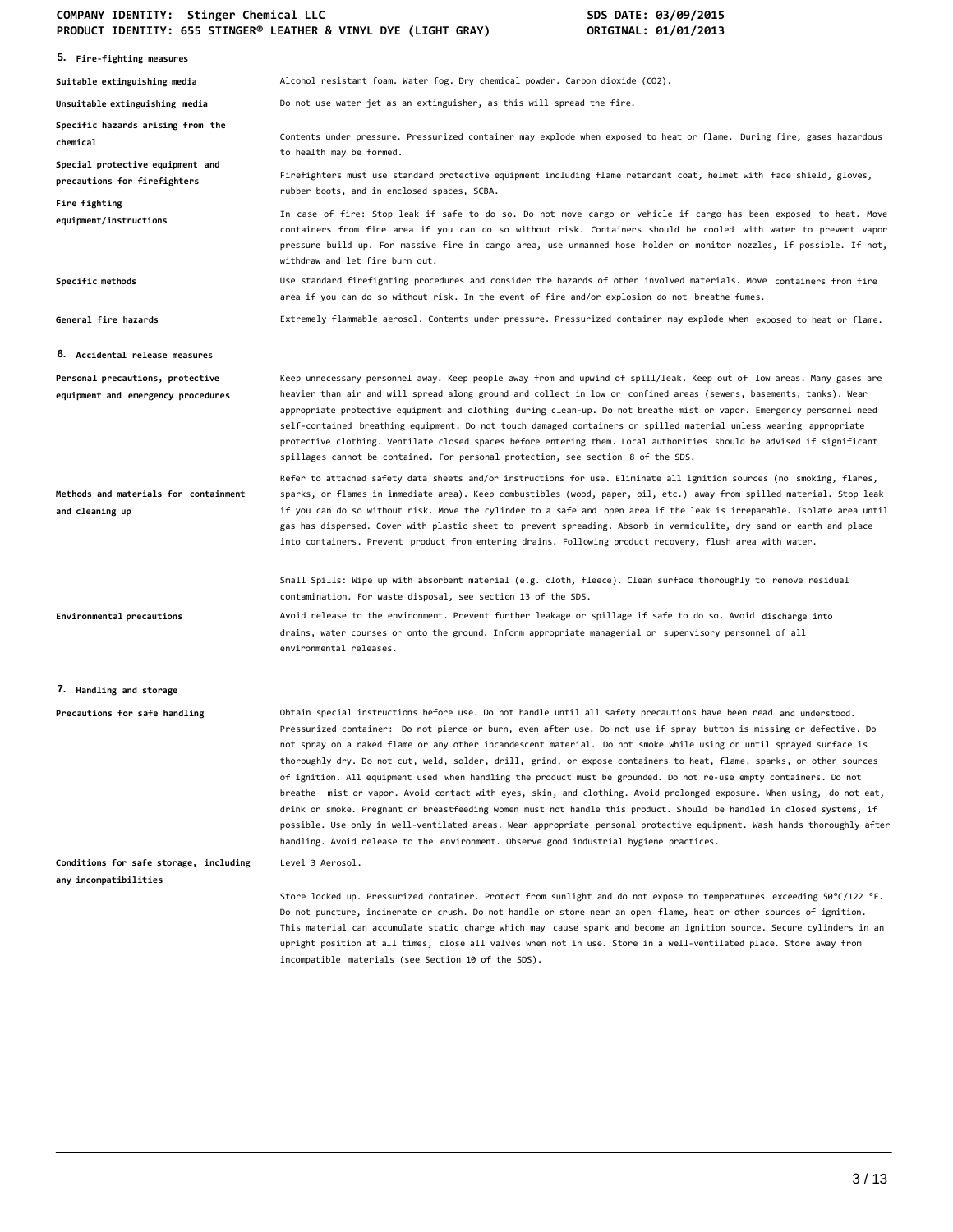## 5. Fire-fighting measures

| | |
|---|---|
| **Suitable extinguishing media** | Alcohol resistant foam. Water fog. Dry chemical powder. Carbon dioxide ($CO_2$). |
| **Unsuitable extinguishing media** | Do not use water jet as an extinguisher, as this will spread the fire. |
| **Specific hazards arising from the chemical** | Contents under pressure. Pressurized container may explode when exposed to heat or flame. During fire, gases hazardous to health may be formed. |
| **Special protective equipment and precautions for firefighters** | Firefighters must use standard protective equipment including flame retardant coat, helmet with face shield, gloves, rubber boots, and in enclosed spaces, SCBA. |
| **Fire fighting equipment/instructions** | In case of fire: Stop leak if safe to do so. Do not move cargo or vehicle if cargo has been exposed to heat. Move containers from fire area if you can do so without risk. Containers should be cooled with water to prevent vapor pressure build up. For massive fire in cargo area, use unmanned hose holder or monitor nozzles, if possible. If not, withdraw and let fire burn out. |
| **Specific methods** | Use standard firefighting procedures and consider the hazards of other involved materials. Move containers from fire area if you can do so without risk. In the event of fire and/or explosion do not breathe fumes. |
| **General fire hazards** | Extremely flammable aerosol. Contents under pressure. Pressurized container may explode when exposed to heat or flame. |

## 6. Accidental release measures

| | |
|---|---|
| **Personal precautions, protective equipment and emergency procedures** | Keep unnecessary personnel away. Keep people away from and upwind of spill/leak. Keep out of low areas. Many gases are heavier than air and will spread along ground and collect in low or confined areas (sewers, basements, tanks). Wear appropriate protective equipment and clothing during clean-up. Do not breathe mist or vapor. Emergency personnel need self-contained breathing equipment. Do not touch damaged containers or spilled material unless wearing appropriate protective clothing. Ventilate closed spaces before entering them. Local authorities should be advised if significant spillages cannot be contained. For personal protection, see section 8 of the SDS. |
| **Methods and materials for containment and cleaning up** | Refer to attached safety data sheets and/or instructions for use. Eliminate all ignition sources (no smoking, flares, sparks, or flames in immediate area). Keep combustibles (wood, paper, oil, etc.) away from spilled material. Stop leak if you can do so without risk. Move the cylinder to a safe and open area if the leak is irreparable. Isolate area until gas has dispersed. Cover with plastic sheet to prevent spreading. Absorb in vermiculite, dry sand or earth and place into containers. Prevent product from entering drains. Following product recovery, flush area with water.<br><br>Small Spills: Wipe up with absorbent material (e.g. cloth, fleece). Clean surface thoroughly to remove residual contamination. For waste disposal, see section 13 of the SDS. |
| **Environmental precautions** | Avoid release to the environment. Prevent further leakage or spillage if safe to do so. Avoid discharge into drains, water courses or onto the ground. Inform appropriate managerial or supervisory personnel of all environmental releases. |

## 7. Handling and storage

| | |
|---|---|
| **Precautions for safe handling** | Obtain special instructions before use. Do not handle until all safety precautions have been read and understood. Pressurized container: Do not pierce or burn, even after use. Do not use if spray button is missing or defective. Do not spray on a naked flame or any other incandescent material. Do not smoke while using or until sprayed surface is thoroughly dry. Do not cut, weld, solder, drill, grind, or expose containers to heat, flame, sparks, or other sources of ignition. All equipment used when handling the product must be grounded. Do not re-use empty containers. Do not breathe mist or vapor. Avoid contact with eyes, skin, and clothing. Avoid prolonged exposure. When using, do not eat, drink or smoke. Pregnant or breastfeeding women must not handle this product. Should be handled in closed systems, if possible. Use only in well-ventilated areas. Wear appropriate personal protective equipment. Wash hands thoroughly after handling. Avoid release to the environment. Observe good industrial hygiene practices. |
| **Conditions for safe storage, including any incompatibilities** | Level 3 Aerosol.<br><br>Store locked up. Pressurized container. Protect from sunlight and do not expose to temperatures exceeding 50°C/122 °F. Do not puncture, incinerate or crush. Do not handle or store near an open flame, heat or other sources of ignition. This material can accumulate static charge which may cause spark and become an ignition source. Secure cylinders in an upright position at all times, close all valves when not in use. Store in a well-ventilated place. Store away from incompatible materials (see Section 10 of the SDS). |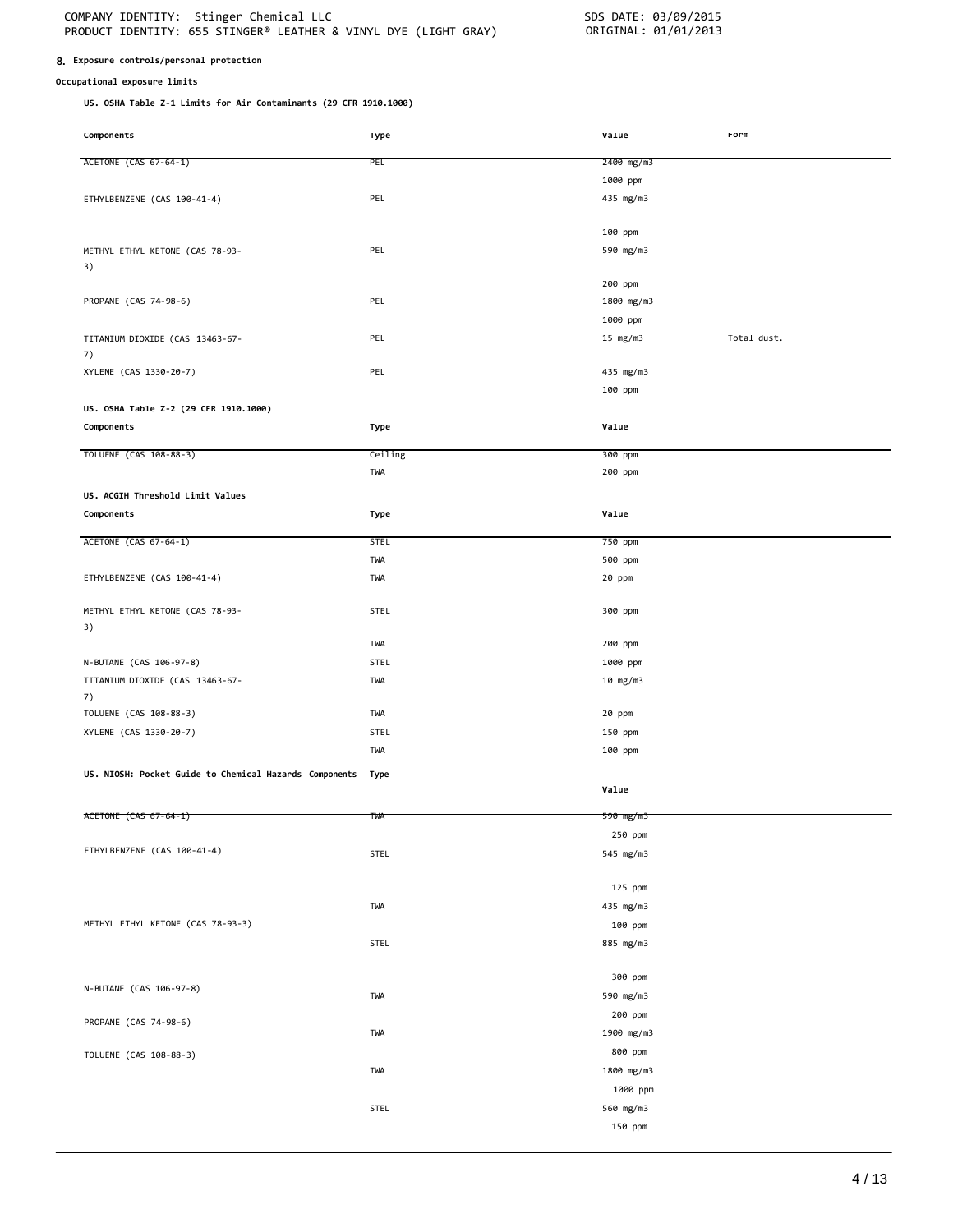## 8. Exposure controls/personal protection

### Occupational exposure limits

**US. OSHA Table Z-1 Limits for Air Contaminants (29 CFR 1910.1000)**

| Components | Type | Value | Form |
|---|---|---|---|
| ACETONE (CAS 67-64-1) | PEL | 2400 mg/m3 | |
| | | 1000 ppm | |
| ETHYLBENZENE (CAS 100-41-4) | PEL | 435 mg/m3 | |
| | | 100 ppm | |
| METHYL ETHYL KETONE (CAS 78-93-3) | PEL | 590 mg/m3 | |
| | | 200 ppm | |
| PROPANE (CAS 74-98-6) | PEL | 1800 mg/m3 | |
| | | 1000 ppm | |
| TITANIUM DIOXIDE (CAS 13463-67-7) | PEL | 15 mg/m3 | Total dust. |
| XYLENE (CAS 1330-20-7) | PEL | 435 mg/m3 | |
| | | 100 ppm | |

**US. OSHA Table Z-2 (29 CFR 1910.1000)**

| Components | Type | Value |
|---|---|---|
| TOLUENE (CAS 108-88-3) | Ceiling | 300 ppm |
| | TWA | 200 ppm |

**US. ACGIH Threshold Limit Values**

| Components | Type | Value |
|---|---|---|
| ACETONE (CAS 67-64-1) | STEL | 750 ppm |
| | TWA | 500 ppm |
| ETHYLBENZENE (CAS 100-41-4) | TWA | 20 ppm |
| METHYL ETHYL KETONE (CAS 78-93-3) | STEL | 300 ppm |
| | TWA | 200 ppm |
| N-BUTANE (CAS 106-97-8) | STEL | 1000 ppm |
| TITANIUM DIOXIDE (CAS 13463-67-7) | TWA | 10 mg/m3 |
| TOLUENE (CAS 108-88-3) | TWA | 20 ppm |
| XYLENE (CAS 1330-20-7) | STEL | 150 ppm |
| | TWA | 100 ppm |

**US. NIOSH: Pocket Guide to Chemical Hazards**

| Components | Type | Value |
|---|---|---|
| ACETONE (CAS 67-64-1) | TWA | 590 mg/m3 |
| | | 250 ppm |
| ETHYLBENZENE (CAS 100-41-4) | STEL | 545 mg/m3 |
| | | 125 ppm |
| | TWA | 435 mg/m3 |
| | | 100 ppm |
| METHYL ETHYL KETONE (CAS 78-93-3) | STEL | 885 mg/m3 |
| | | 300 ppm |
| N-BUTANE (CAS 106-97-8) | TWA | 590 mg/m3 |
| | | 200 ppm |
| PROPANE (CAS 74-98-6) | TWA | 1900 mg/m3 |
| | | 800 ppm |
| TOLUENE (CAS 108-88-3) | TWA | 1800 mg/m3 |
| | | 1000 ppm |
| | STEL | 560 mg/m3 |
| | | 150 ppm |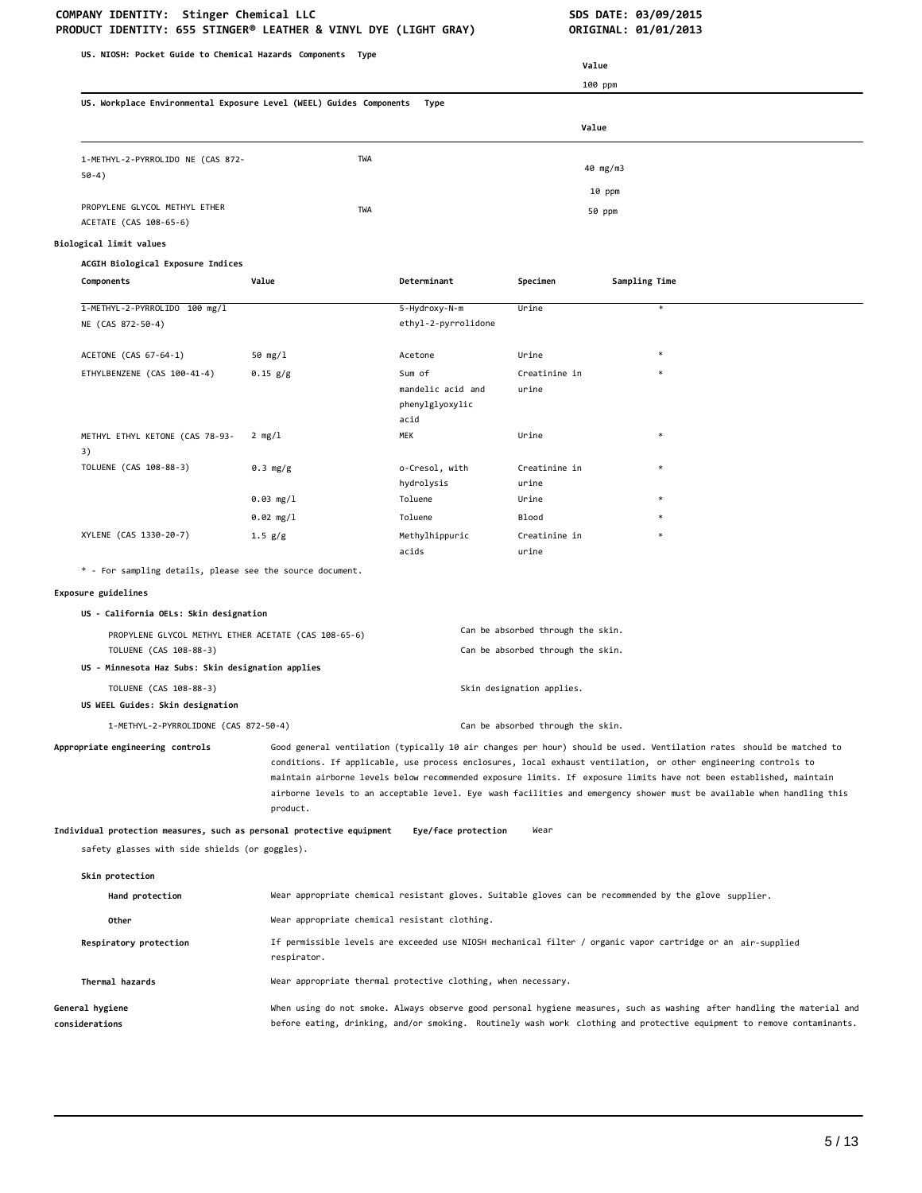**US. NIOSH: Pocket Guide to Chemical Hazards Components Type**

| | Value |
|---|---|
| | 100 ppm |

**US. Workplace Environmental Exposure Level (WEEL) Guides Components**

| Components | Type | Value |
|---|---|---|
| 1-METHYL-2-PYRROLIDO NE (CAS 872-50-4) | TWA | 40 mg/m3 |
| | | 10 ppm |
| PROPYLENE GLYCOL METHYL ETHER ACETATE (CAS 108-65-6) | TWA | 50 ppm |

**Biological limit values**

**ACGIH Biological Exposure Indices**

| Components | Value | Determinant | Specimen | Sampling Time |
|---|---|---|---|---|
| 1-METHYL-2-PYRROLIDO NE (CAS 872-50-4) | 100 mg/l | 5-Hydroxy-N-m ethyl-2-pyrrolidone | Urine | * |
| ACETONE (CAS 67-64-1) | 50 mg/l | Acetone | Urine | * |
| ETHYLBENZENE (CAS 100-41-4) | 0.15 g/g | Sum of mandelic acid and phenylglyoxylic acid | Creatinine in urine | * |
| METHYL ETHYL KETONE (CAS 78-93-3) | 2 mg/l | MEK | Urine | * |
| TOLUENE (CAS 108-88-3) | 0.3 mg/g | o-Cresol, with hydrolysis | Creatinine in urine | * |
| | 0.03 mg/l | Toluene | Urine | * |
| | 0.02 mg/l | Toluene | Blood | * |
| XYLENE (CAS 1330-20-7) | 1.5 g/g | Methylhippuric acids | Creatinine in urine | * |

* - For sampling details, please see the source document.

**Exposure guidelines**

**US - California OELs: Skin designation**

| | |
|---|---|
| PROPYLENE GLYCOL METHYL ETHER ACETATE (CAS 108-65-6) | Can be absorbed through the skin. |
| TOLUENE (CAS 108-88-3) | Can be absorbed through the skin. |

**US - Minnesota Haz Subs: Skin designation applies**

| | |
|---|---|
| TOLUENE (CAS 108-88-3) | Skin designation applies. |

**US WEEL Guides: Skin designation**

| | |
|---|---|
| 1-METHYL-2-PYRROLIDONE (CAS 872-50-4) | Can be absorbed through the skin. |

**Appropriate engineering controls** Good general ventilation (typically 10 air changes per hour) should be used. Ventilation rates should be matched to conditions. If applicable, use process enclosures, local exhaust ventilation, or other engineering controls to maintain airborne levels below recommended exposure limits. If exposure limits have not been established, maintain airborne levels to an acceptable level. Eye wash facilities and emergency shower must be available when handling this product.

**Individual protection measures, such as personal protective equipment**

**Eye/face protection** Wear safety glasses with side shields (or goggles).

**Skin protection**

**Hand protection** Wear appropriate chemical resistant gloves. Suitable gloves can be recommended by the glove supplier.

**Other** Wear appropriate chemical resistant clothing.

**Respiratory protection** If permissible levels are exceeded use NIOSH mechanical filter / organic vapor cartridge or an air-supplied respirator.

**Thermal hazards** Wear appropriate thermal protective clothing, when necessary.

**General hygiene considerations** When using do not smoke. Always observe good personal hygiene measures, such as washing after handling the material and before eating, drinking, and/or smoking. Routinely wash work clothing and protective equipment to remove contaminants.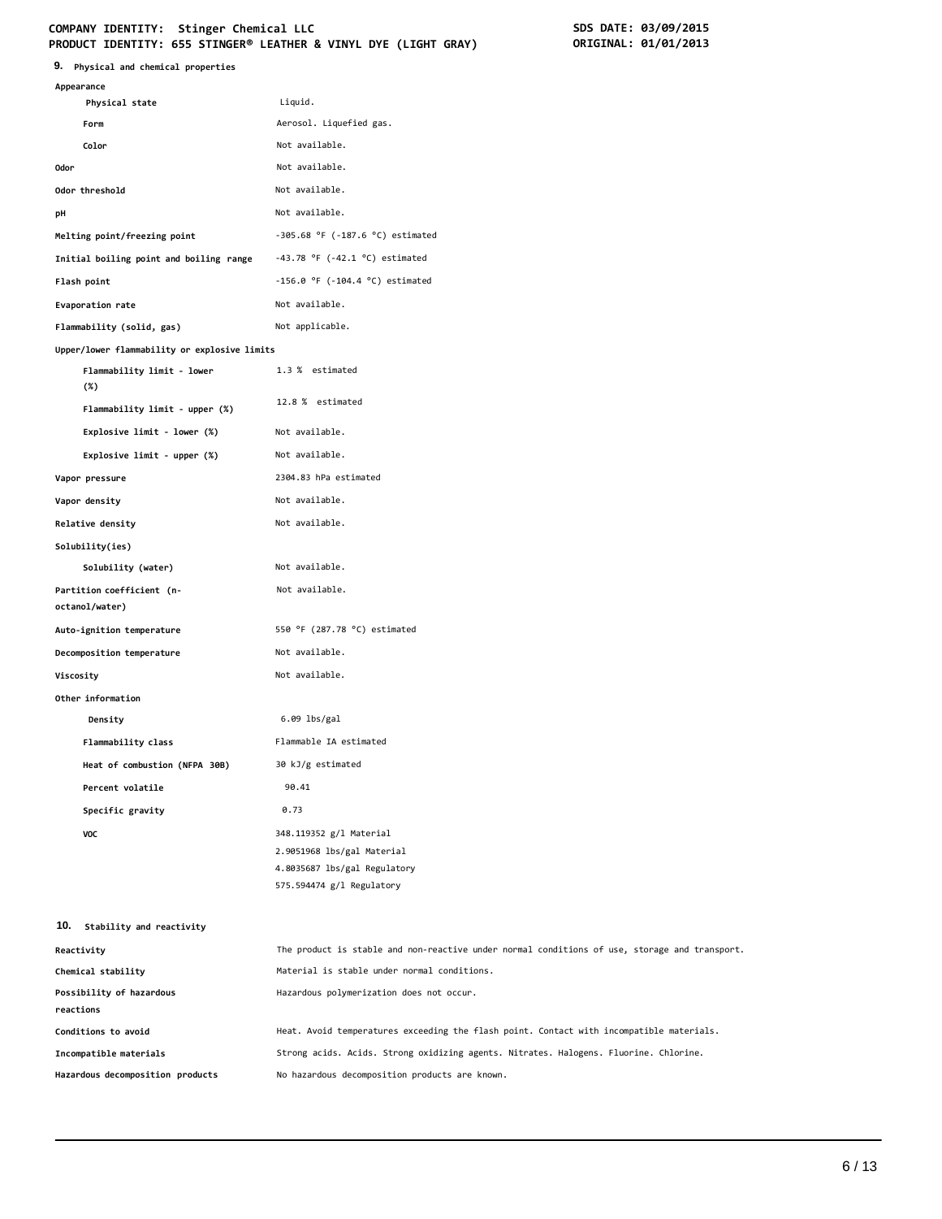## 9. Physical and chemical properties

| | |
|---|---|
| **Appearance** | |
| **Physical state** | Liquid. |
| **Form** | Aerosol. Liquefied gas. |
| **Color** | Not available. |
| **Odor** | Not available. |
| **Odor threshold** | Not available. |
| **pH** | Not available. |
| **Melting point/freezing point** | -305.68 °F (-187.6 °C) estimated |
| **Initial boiling point and boiling range** | -43.78 °F (-42.1 °C) estimated |
| **Flash point** | -156.0 °F (-104.4 °C) estimated |
| **Evaporation rate** | Not available. |
| **Flammability (solid, gas)** | Not applicable. |
| **Upper/lower flammability or explosive limits** | |
| **Flammability limit - lower (%)** | 1.3 % estimated |
| **Flammability limit - upper (%)** | 12.8 % estimated |
| **Explosive limit - lower (%)** | Not available. |
| **Explosive limit - upper (%)** | Not available. |
| **Vapor pressure** | 2304.83 hPa estimated |
| **Vapor density** | Not available. |
| **Relative density** | Not available. |
| **Solubility(ies)** | |
| **Solubility (water)** | Not available. |
| **Partition coefficient (n-octanol/water)** | Not available. |
| **Auto-ignition temperature** | 550 °F (287.78 °C) estimated |
| **Decomposition temperature** | Not available. |
| **Viscosity** | Not available. |
| **Other information** | |
| **Density** | 6.09 lbs/gal |
| **Flammability class** | Flammable IA estimated |
| **Heat of combustion (NFPA 30B)** | 30 kJ/g estimated |
| **Percent volatile** | 90.41 |
| **Specific gravity** | 0.73 |
| **VOC** | 348.119352 g/l Material<br>2.9051968 lbs/gal Material<br>4.8035687 lbs/gal Regulatory<br>575.594474 g/l Regulatory |

## 10. Stability and reactivity

| | |
|---|---|
| **Reactivity** | The product is stable and non-reactive under normal conditions of use, storage and transport. |
| **Chemical stability** | Material is stable under normal conditions. |
| **Possibility of hazardous reactions** | Hazardous polymerization does not occur. |
| **Conditions to avoid** | Heat. Avoid temperatures exceeding the flash point. Contact with incompatible materials. |
| **Incompatible materials** | Strong acids. Acids. Strong oxidizing agents. Nitrates. Halogens. Fluorine. Chlorine. |
| **Hazardous decomposition products** | No hazardous decomposition products are known. |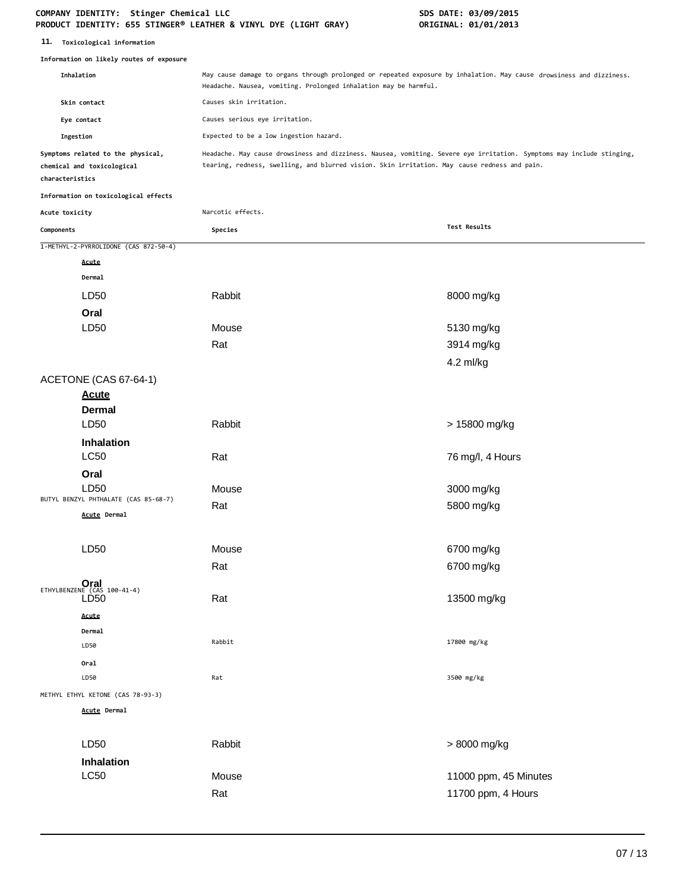## 11. Toxicological information

**Information on likely routes of exposure**

| | |
|---|---|
| **Inhalation** | May cause damage to organs through prolonged or repeated exposure by inhalation. May cause drowsiness and dizziness. Headache. Nausea, vomiting. Prolonged inhalation may be harmful. |
| **Skin contact** | Causes skin irritation. |
| **Eye contact** | Causes serious eye irritation. |
| **Ingestion** | Expected to be a low ingestion hazard. |
| **Symptoms related to the physical, chemical and toxicological characteristics** | Headache. May cause drowsiness and dizziness. Nausea, vomiting. Severe eye irritation. Symptoms may include stinging, tearing, redness, swelling, and blurred vision. Skin irritation. May cause redness and pain. |

**Information on toxicological effects**

| | |
|---|---|
| **Acute toxicity** | Narcotic effects. |

| Components | Species | Test Results |
|---|---|---|
| 1-METHYL-2-PYRROLIDONE (CAS 872-50-4) | | |
| **Acute** | | |
| **Dermal** | | |
| LD50 | Rabbit | 8000 mg/kg |
| **Oral** | | |
| LD50 | Mouse | 5130 mg/kg |
| | Rat | 3914 mg/kg |
| | | 4.2 ml/kg |
| ACETONE (CAS 67-64-1) | | |
| **Acute** | | |
| **Dermal** | | |
| LD50 | Rabbit | > 15800 mg/kg |
| **Inhalation** | | |
| LC50 | Rat | 76 mg/l, 4 Hours |
| **Oral** | | |
| LD50 | Mouse | 3000 mg/kg |
| | Rat | 5800 mg/kg |
| BUTYL BENZYL PHTHALATE (CAS 85-68-7) | | |
| **Acute** **Dermal** | | |
| LD50 | Mouse | 6700 mg/kg |
| | Rat | 6700 mg/kg |
| **Oral** | | |
| LD50 | Rat | 13500 mg/kg |
| ETHYLBENZENE (CAS 100-41-4) | | |
| **Acute** | | |
| **Dermal** | | |
| LD50 | Rabbit | 17800 mg/kg |
| **Oral** | | |
| LD50 | Rat | 3500 mg/kg |
| METHYL ETHYL KETONE (CAS 78-93-3) | | |
| **Acute** **Dermal** | | |
| LD50 | Rabbit | > 8000 mg/kg |
| **Inhalation** | | |
| LC50 | Mouse | 11000 ppm, 45 Minutes |
| | Rat | 11700 ppm, 4 Hours |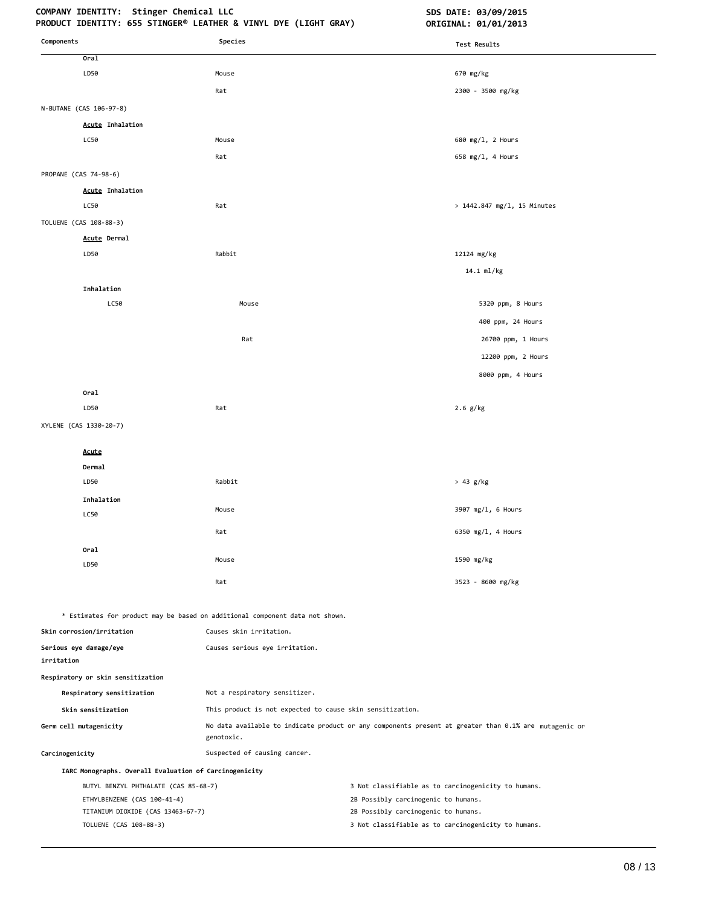| Components | Species | Test Results |
|---|---|---|
| **Oral** | | |
| LD50 | Mouse | 670 mg/kg |
| | Rat | 2300 - 3500 mg/kg |
| N-BUTANE (CAS 106-97-8) | | |
| **Acute Inhalation** | | |
| LC50 | Mouse | 680 mg/l, 2 Hours |
| | Rat | 658 mg/l, 4 Hours |
| PROPANE (CAS 74-98-6) | | |
| **Acute Inhalation** | | |
| LC50 | Rat | > 1442.847 mg/l, 15 Minutes |
| TOLUENE (CAS 108-88-3) | | |
| **Acute Dermal** | | |
| LD50 | Rabbit | 12124 mg/kg |
| | | 14.1 ml/kg |
| **Inhalation** | | |
| LC50 | Mouse | 5320 ppm, 8 Hours |
| | | 400 ppm, 24 Hours |
| | Rat | 26700 ppm, 1 Hours |
| | | 12200 ppm, 2 Hours |
| | | 8000 ppm, 4 Hours |
| **Oral** | | |
| LD50 | Rat | 2.6 g/kg |
| XYLENE (CAS 1330-20-7) | | |
| **Acute** | | |
| **Dermal** | | |
| LD50 | Rabbit | > 43 g/kg |
| **Inhalation** | | |
| LC50 | Mouse | 3907 mg/l, 6 Hours |
| | Rat | 6350 mg/l, 4 Hours |
| **Oral** | | |
| LD50 | Mouse | 1590 mg/kg |
| | Rat | 3523 - 8600 mg/kg |

\* Estimates for product may be based on additional component data not shown.

**Skin corrosion/irritation** Causes skin irritation.

**Serious eye damage/eye irritation** Causes serious eye irritation.

**Respiratory or skin sensitization**

**Respiratory sensitization** Not a respiratory sensitizer.

**Skin sensitization** This product is not expected to cause skin sensitization.

**Germ cell mutagenicity** No data available to indicate product or any components present at greater than 0.1% are mutagenic or genotoxic.

**Carcinogenicity** Suspected of causing cancer.

**IARC Monographs. Overall Evaluation of Carcinogenicity**

| | |
|---|---|
| BUTYL BENZYL PHTHALATE (CAS 85-68-7) | 3 Not classifiable as to carcinogenicity to humans. |
| ETHYLBENZENE (CAS 100-41-4) | 2B Possibly carcinogenic to humans. |
| TITANIUM DIOXIDE (CAS 13463-67-7) | 2B Possibly carcinogenic to humans. |
| TOLUENE (CAS 108-88-3) | 3 Not classifiable as to carcinogenicity to humans. |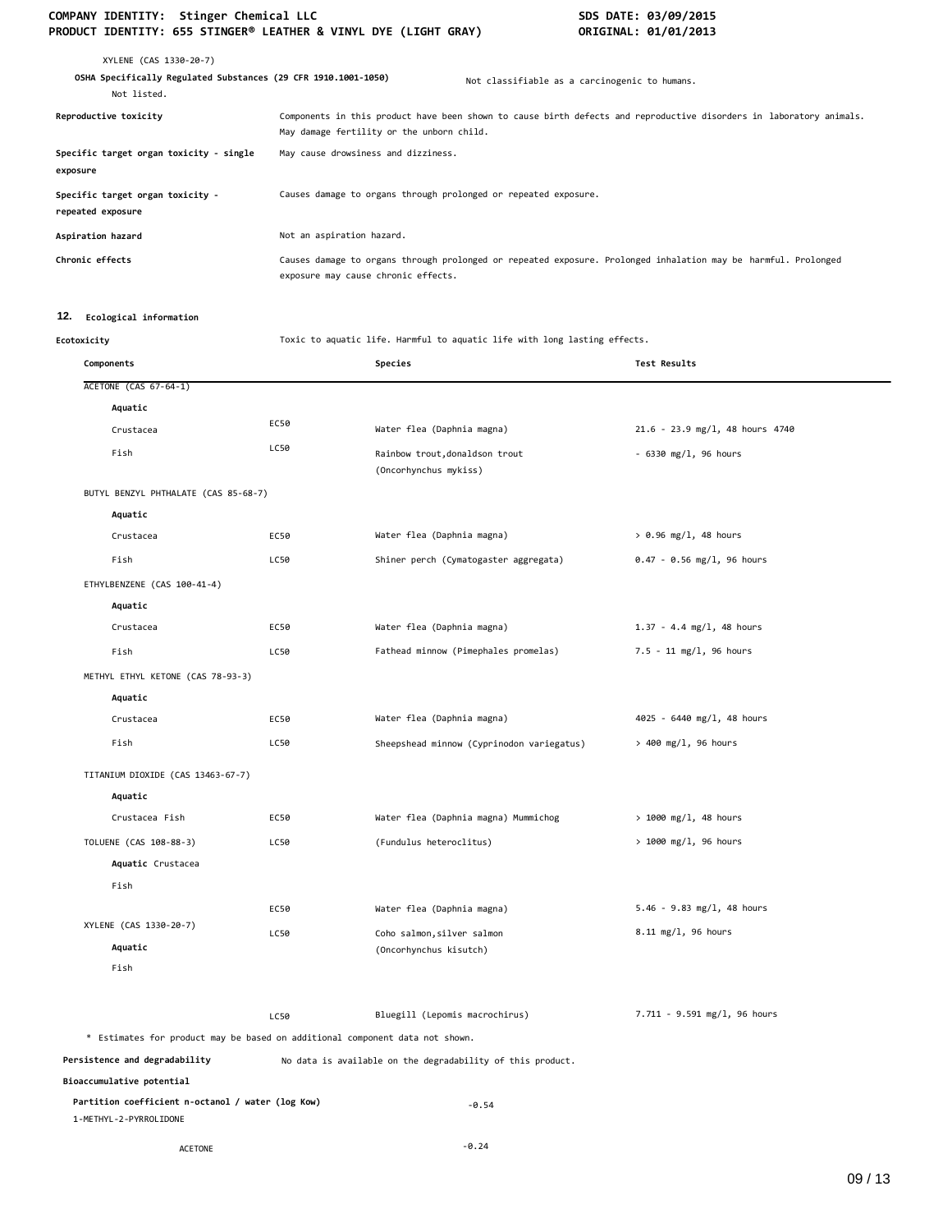XYLENE (CAS 1330-20-7)

**OSHA Specifically Regulated Substances (29 CFR 1910.1001-1050)**

Not listed.

Not classifiable as a carcinogenic to humans.

**Reproductive toxicity** Components in this product have been shown to cause birth defects and reproductive disorders in laboratory animals. May damage fertility or the unborn child.

**Specific target organ toxicity - single exposure** May cause drowsiness and dizziness.

**Specific target organ toxicity - repeated exposure** Causes damage to organs through prolonged or repeated exposure.

**Aspiration hazard** Not an aspiration hazard.

**Chronic effects** Causes damage to organs through prolonged or repeated exposure. Prolonged inhalation may be harmful. Prolonged exposure may cause chronic effects.

## 12. Ecological information

**Ecotoxicity** Toxic to aquatic life. Harmful to aquatic life with long lasting effects.

| Components | | Species | Test Results |
|---|---|---|---|
| ACETONE (CAS 67-64-1) | | | |
| **Aquatic** | | | |
| Crustacea | EC50 | Water flea (Daphnia magna) | 21.6 - 23.9 mg/l, 48 hours 4740 |
| Fish | LC50 | Rainbow trout,donaldson trout (Oncorhynchus mykiss) | - 6330 mg/l, 96 hours |
| BUTYL BENZYL PHTHALATE (CAS 85-68-7) | | | |
| **Aquatic** | | | |
| Crustacea | EC50 | Water flea (Daphnia magna) | > 0.96 mg/l, 48 hours |
| Fish | LC50 | Shiner perch (Cymatogaster aggregata) | 0.47 - 0.56 mg/l, 96 hours |
| ETHYLBENZENE (CAS 100-41-4) | | | |
| **Aquatic** | | | |
| Crustacea | EC50 | Water flea (Daphnia magna) | 1.37 - 4.4 mg/l, 48 hours |
| Fish | LC50 | Fathead minnow (Pimephales promelas) | 7.5 - 11 mg/l, 96 hours |
| METHYL ETHYL KETONE (CAS 78-93-3) | | | |
| **Aquatic** | | | |
| Crustacea | EC50 | Water flea (Daphnia magna) | 4025 - 6440 mg/l, 48 hours |
| Fish | LC50 | Sheepshead minnow (Cyprinodon variegatus) | > 400 mg/l, 96 hours |
| TITANIUM DIOXIDE (CAS 13463-67-7) | | | |
| **Aquatic** | | | |
| Crustacea Fish | EC50 | Water flea (Daphnia magna) Mummichog | > 1000 mg/l, 48 hours |
| TOLUENE (CAS 108-88-3) | LC50 | (Fundulus heteroclitus) | > 1000 mg/l, 96 hours |
| **Aquatic** Crustacea | | | |
| Fish | | | |
| | EC50 | Water flea (Daphnia magna) | 5.46 - 9.83 mg/l, 48 hours |
| XYLENE (CAS 1330-20-7) | LC50 | Coho salmon,silver salmon (Oncorhynchus kisutch) | 8.11 mg/l, 96 hours |
| **Aquatic** | | | |
| Fish | | | |
| | LC50 | Bluegill (Lepomis macrochirus) | 7.711 - 9.591 mg/l, 96 hours |

\* Estimates for product may be based on additional component data not shown.

**Persistence and degradability** No data is available on the degradability of this product.

**Bioaccumulative potential**

**Partition coefficient n-octanol / water (log Kow)**

| | |
|---|---|
| 1-METHYL-2-PYRROLIDONE | -0.54 |
| ACETONE | -0.24 |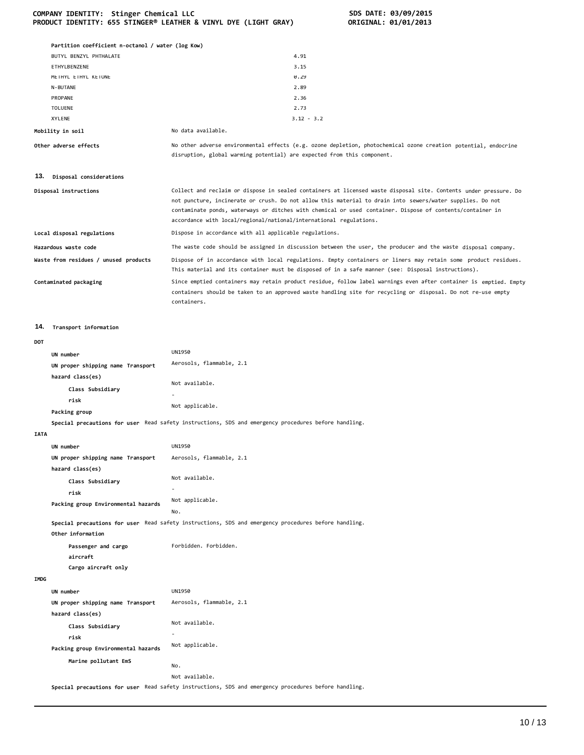**Partition coefficient n-octanol / water (log Kow)**

| | |
|---|---|
| BUTYL BENZYL PHTHALATE | 4.91 |
| ETHYLBENZENE | 3.15 |
| METHYL ETHYL KETONE | 0.29 |
| N-BUTANE | 2.89 |
| PROPANE | 2.36 |
| TOLUENE | 2.73 |
| XYLENE | 3.12 - 3.2 |

**Mobility in soil** No data available.

**Other adverse effects** No other adverse environmental effects (e.g. ozone depletion, photochemical ozone creation potential, endocrine disruption, global warming potential) are expected from this component.

## 13. Disposal considerations

**Disposal instructions** Collect and reclaim or dispose in sealed containers at licensed waste disposal site. Contents under pressure. Do not puncture, incinerate or crush. Do not allow this material to drain into sewers/water supplies. Do not contaminate ponds, waterways or ditches with chemical or used container. Dispose of contents/container in accordance with local/regional/national/international regulations.

**Local disposal regulations** Dispose in accordance with all applicable regulations.

**Hazardous waste code** The waste code should be assigned in discussion between the user, the producer and the waste disposal company.

**Waste from residues / unused products** Dispose of in accordance with local regulations. Empty containers or liners may retain some product residues. This material and its container must be disposed of in a safe manner (see: Disposal instructions).

**Contaminated packaging** Since emptied containers may retain product residue, follow label warnings even after container is emptied. Empty containers should be taken to an approved waste handling site for recycling or disposal. Do not re-use empty containers.

## 14. Transport information

**DOT**

**UN number** UN1950

**UN proper shipping name** Aerosols, flammable, 2.1

**Transport hazard class(es)**

**Class** Not available.

**Subsidiary risk** -

**Packing group** Not applicable.

**Special precautions for user** Read safety instructions, SDS and emergency procedures before handling.

**IATA**

**UN number** UN1950

**UN proper shipping name** Aerosols, flammable, 2.1

**Transport hazard class(es)**

**Class** Not available.

**Subsidiary risk** -

**Packing group** Not applicable.

**Environmental hazards** No.

**Special precautions for user** Read safety instructions, SDS and emergency procedures before handling.

**Other information**

**Passenger and cargo aircraft** Forbidden.

**Cargo aircraft only** Forbidden.

**IMDG**

**UN number** UN1950

**UN proper shipping name** Aerosols, flammable, 2.1

**Transport hazard class(es)**

**Class** Not available.

**Subsidiary risk** -

**Packing group** Not applicable.

**Environmental hazards**

**Marine pollutant** No.

**EmS** Not available.

**Special precautions for user** Read safety instructions, SDS and emergency procedures before handling.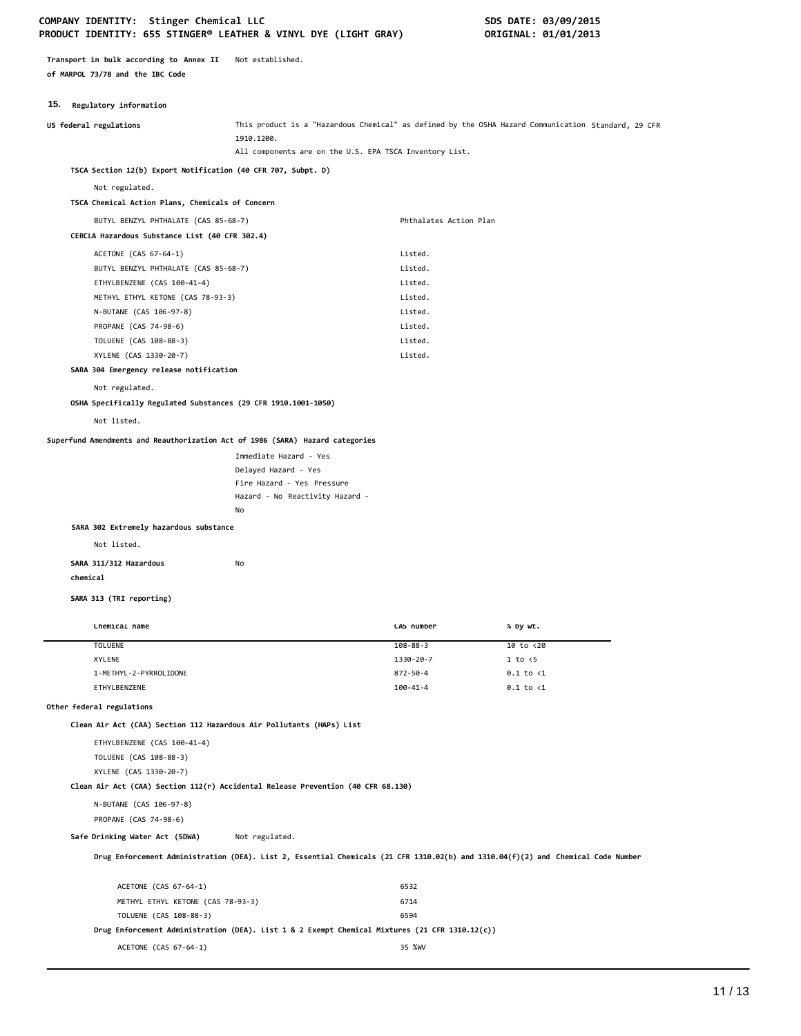**Transport in bulk according to Annex II of MARPOL 73/78 and the IBC Code** Not established.

## 15. Regulatory information

**US federal regulations** This product is a "Hazardous Chemical" as defined by the OSHA Hazard Communication Standard, 29 CFR 1910.1200.
All components are on the U.S. EPA TSCA Inventory List.

**TSCA Section 12(b) Export Notification (40 CFR 707, Subpt. D)**

Not regulated.

**TSCA Chemical Action Plans, Chemicals of Concern**

| | |
|---|---|
| BUTYL BENZYL PHTHALATE (CAS 85-68-7) | Phthalates Action Plan |

**CERCLA Hazardous Substance List (40 CFR 302.4)**

| | |
|---|---|
| ACETONE (CAS 67-64-1) | Listed. |
| BUTYL BENZYL PHTHALATE (CAS 85-68-7) | Listed. |
| ETHYLBENZENE (CAS 100-41-4) | Listed. |
| METHYL ETHYL KETONE (CAS 78-93-3) | Listed. |
| N-BUTANE (CAS 106-97-8) | Listed. |
| PROPANE (CAS 74-98-6) | Listed. |
| TOLUENE (CAS 108-88-3) | Listed. |
| XYLENE (CAS 1330-20-7) | Listed. |

**SARA 304 Emergency release notification**

Not regulated.

**OSHA Specifically Regulated Substances (29 CFR 1910.1001-1050)**

Not listed.

**Superfund Amendments and Reauthorization Act of 1986 (SARA) Hazard categories**

Immediate Hazard - Yes
Delayed Hazard - Yes
Fire Hazard - Yes
Pressure Hazard - No
Reactivity Hazard - No

**SARA 302 Extremely hazardous substance**

Not listed.

**SARA 311/312 Hazardous chemical** No

**SARA 313 (TRI reporting)**

| Chemical name | CAS number | % by wt. |
|---|---|---|
| TOLUENE | 108-88-3 | 10 to <20 |
| XYLENE | 1330-20-7 | 1 to <5 |
| 1-METHYL-2-PYRROLIDONE | 872-50-4 | 0.1 to <1 |
| ETHYLBENZENE | 100-41-4 | 0.1 to <1 |

**Other federal regulations**

**Clean Air Act (CAA) Section 112 Hazardous Air Pollutants (HAPs) List**

ETHYLBENZENE (CAS 100-41-4)
TOLUENE (CAS 108-88-3)
XYLENE (CAS 1330-20-7)

**Clean Air Act (CAA) Section 112(r) Accidental Release Prevention (40 CFR 68.130)**

N-BUTANE (CAS 106-97-8)
PROPANE (CAS 74-98-6)

**Safe Drinking Water Act (SDWA)** Not regulated.

**Drug Enforcement Administration (DEA). List 2, Essential Chemicals (21 CFR 1310.02(b) and 1310.04(f)(2) and Chemical Code Number**

| | |
|---|---|
| ACETONE (CAS 67-64-1) | 6532 |
| METHYL ETHYL KETONE (CAS 78-93-3) | 6714 |
| TOLUENE (CAS 108-88-3) | 6594 |

**Drug Enforcement Administration (DEA). List 1 & 2 Exempt Chemical Mixtures (21 CFR 1310.12(c))**

| | |
|---|---|
| ACETONE (CAS 67-64-1) | 35 %WV |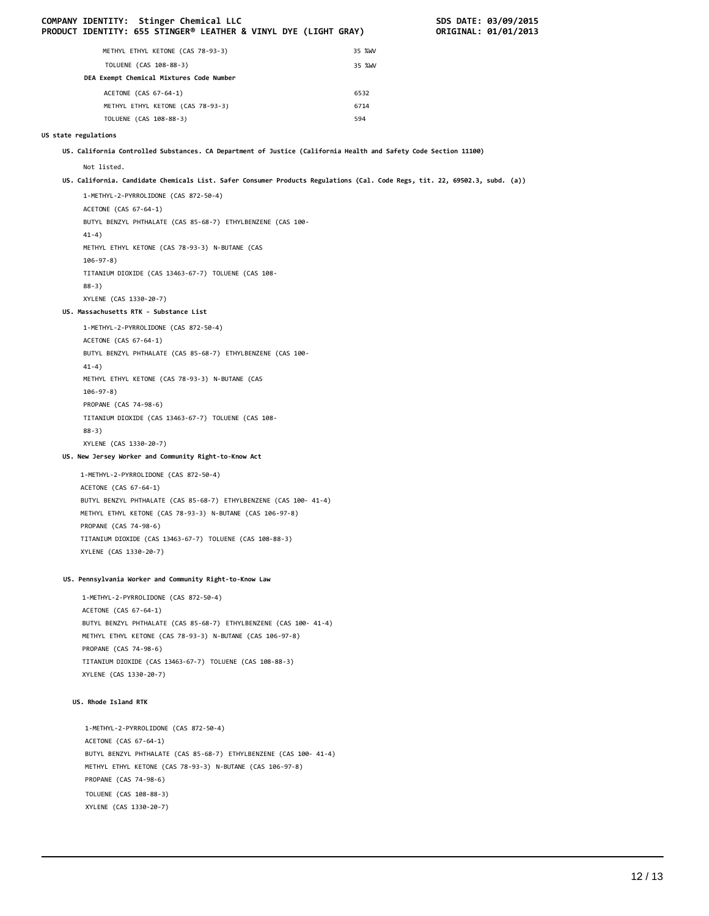| | |
|---|---|
| METHYL ETHYL KETONE (CAS 78-93-3) | 35 %WV |
| TOLUENE (CAS 108-88-3) | 35 %WV |

**DEA Exempt Chemical Mixtures Code Number**

| | |
|---|---|
| ACETONE (CAS 67-64-1) | 6532 |
| METHYL ETHYL KETONE (CAS 78-93-3) | 6714 |
| TOLUENE (CAS 108-88-3) | 594 |

**US state regulations**

**US. California Controlled Substances. CA Department of Justice (California Health and Safety Code Section 11100)**

Not listed.

**US. California. Candidate Chemicals List. Safer Consumer Products Regulations (Cal. Code Regs, tit. 22, 69502.3, subd. (a))**

1-METHYL-2-PYRROLIDONE (CAS 872-50-4)
ACETONE (CAS 67-64-1)
BUTYL BENZYL PHTHALATE (CAS 85-68-7) ETHYLBENZENE (CAS 100-41-4)
METHYL ETHYL KETONE (CAS 78-93-3) N-BUTANE (CAS 106-97-8)
TITANIUM DIOXIDE (CAS 13463-67-7) TOLUENE (CAS 108-88-3)
XYLENE (CAS 1330-20-7)

**US. Massachusetts RTK - Substance List**

1-METHYL-2-PYRROLIDONE (CAS 872-50-4)
ACETONE (CAS 67-64-1)
BUTYL BENZYL PHTHALATE (CAS 85-68-7) ETHYLBENZENE (CAS 100-41-4)
METHYL ETHYL KETONE (CAS 78-93-3) N-BUTANE (CAS 106-97-8)
PROPANE (CAS 74-98-6)
TITANIUM DIOXIDE (CAS 13463-67-7) TOLUENE (CAS 108-88-3)
XYLENE (CAS 1330-20-7)

**US. New Jersey Worker and Community Right-to-Know Act**

1-METHYL-2-PYRROLIDONE (CAS 872-50-4)
ACETONE (CAS 67-64-1)
BUTYL BENZYL PHTHALATE (CAS 85-68-7) ETHYLBENZENE (CAS 100- 41-4)
METHYL ETHYL KETONE (CAS 78-93-3) N-BUTANE (CAS 106-97-8)
PROPANE (CAS 74-98-6)
TITANIUM DIOXIDE (CAS 13463-67-7) TOLUENE (CAS 108-88-3)
XYLENE (CAS 1330-20-7)

**US. Pennsylvania Worker and Community Right-to-Know Law**

1-METHYL-2-PYRROLIDONE (CAS 872-50-4)
ACETONE (CAS 67-64-1)
BUTYL BENZYL PHTHALATE (CAS 85-68-7) ETHYLBENZENE (CAS 100- 41-4)
METHYL ETHYL KETONE (CAS 78-93-3) N-BUTANE (CAS 106-97-8)
PROPANE (CAS 74-98-6)
TITANIUM DIOXIDE (CAS 13463-67-7) TOLUENE (CAS 108-88-3)
XYLENE (CAS 1330-20-7)

**US. Rhode Island RTK**

1-METHYL-2-PYRROLIDONE (CAS 872-50-4)
ACETONE (CAS 67-64-1)
BUTYL BENZYL PHTHALATE (CAS 85-68-7) ETHYLBENZENE (CAS 100- 41-4)
METHYL ETHYL KETONE (CAS 78-93-3) N-BUTANE (CAS 106-97-8)
PROPANE (CAS 74-98-6)
TOLUENE (CAS 108-88-3)
XYLENE (CAS 1330-20-7)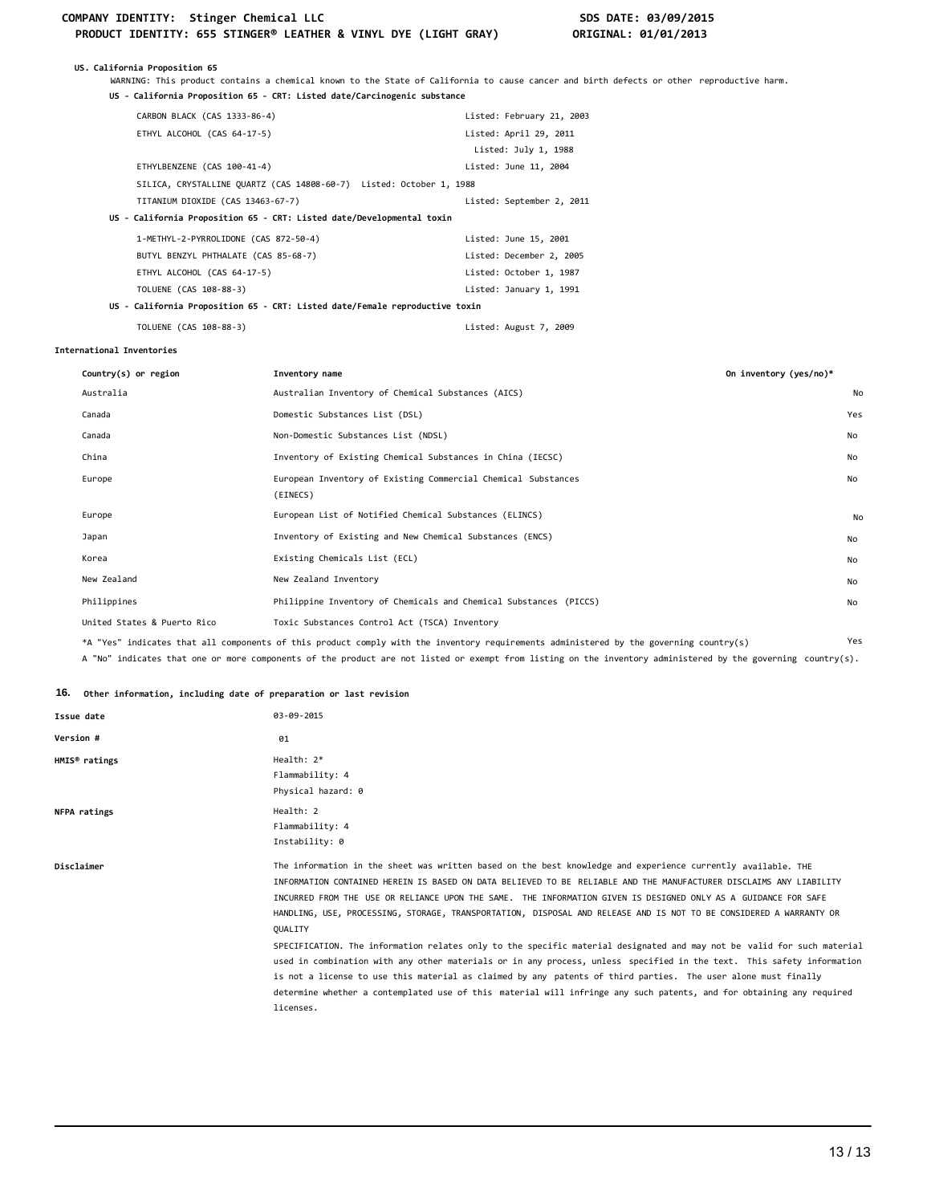**US. California Proposition 65**

WARNING: This product contains a chemical known to the State of California to cause cancer and birth defects or other reproductive harm.

**US - California Proposition 65 - CRT: Listed date/Carcinogenic substance**

| | |
|---|---|
| CARBON BLACK (CAS 1333-86-4) | Listed: February 21, 2003 |
| ETHYL ALCOHOL (CAS 64-17-5) | Listed: April 29, 2011<br>Listed: July 1, 1988 |
| ETHYLBENZENE (CAS 100-41-4) | Listed: June 11, 2004 |
| SILICA, CRYSTALLINE QUARTZ (CAS 14808-60-7) | Listed: October 1, 1988 |
| TITANIUM DIOXIDE (CAS 13463-67-7) | Listed: September 2, 2011 |

**US - California Proposition 65 - CRT: Listed date/Developmental toxin**

| | |
|---|---|
| 1-METHYL-2-PYRROLIDONE (CAS 872-50-4) | Listed: June 15, 2001 |
| BUTYL BENZYL PHTHALATE (CAS 85-68-7) | Listed: December 2, 2005 |
| ETHYL ALCOHOL (CAS 64-17-5) | Listed: October 1, 1987 |
| TOLUENE (CAS 108-88-3) | Listed: January 1, 1991 |

**US - California Proposition 65 - CRT: Listed date/Female reproductive toxin**

| | |
|---|---|
| TOLUENE (CAS 108-88-3) | Listed: August 7, 2009 |

**International Inventories**

| Country(s) or region | Inventory name | On inventory (yes/no)* |
|---|---|---|
| Australia | Australian Inventory of Chemical Substances (AICS) | No |
| Canada | Domestic Substances List (DSL) | Yes |
| Canada | Non-Domestic Substances List (NDSL) | No |
| China | Inventory of Existing Chemical Substances in China (IECSC) | No |
| Europe | European Inventory of Existing Commercial Chemical Substances (EINECS) | No |
| Europe | European List of Notified Chemical Substances (ELINCS) | No |
| Japan | Inventory of Existing and New Chemical Substances (ENCS) | No |
| Korea | Existing Chemicals List (ECL) | No |
| New Zealand | New Zealand Inventory | No |
| Philippines | Philippine Inventory of Chemicals and Chemical Substances (PICCS) | No |
| United States & Puerto Rico | Toxic Substances Control Act (TSCA) Inventory | Yes |

*A "Yes" indicates that all components of this product comply with the inventory requirements administered by the governing country(s)

A "No" indicates that one or more components of the product are not listed or exempt from listing on the inventory administered by the governing country(s).

## 16. Other information, including date of preparation or last revision

| | |
|---|---|
| **Issue date** | 03-09-2015 |
| **Version #** | 01 |
| **HMIS® ratings** | Health: 2*<br>Flammability: 4<br>Physical hazard: 0 |
| **NFPA ratings** | Health: 2<br>Flammability: 4<br>Instability: 0 |
| **Disclaimer** | The information in the sheet was written based on the best knowledge and experience currently available. THE INFORMATION CONTAINED HEREIN IS BASED ON DATA BELIEVED TO BE RELIABLE AND THE MANUFACTURER DISCLAIMS ANY LIABILITY INCURRED FROM THE USE OR RELIANCE UPON THE SAME. THE INFORMATION GIVEN IS DESIGNED ONLY AS A GUIDANCE FOR SAFE HANDLING, USE, PROCESSING, STORAGE, TRANSPORTATION, DISPOSAL AND RELEASE AND IS NOT TO BE CONSIDERED A WARRANTY OR QUALITY SPECIFICATION. The information relates only to the specific material designated and may not be valid for such material used in combination with any other materials or in any process, unless specified in the text. This safety information is not a license to use this material as claimed by any patents of third parties. The user alone must finally determine whether a contemplated use of this material will infringe any such patents, and for obtaining any required licenses. |